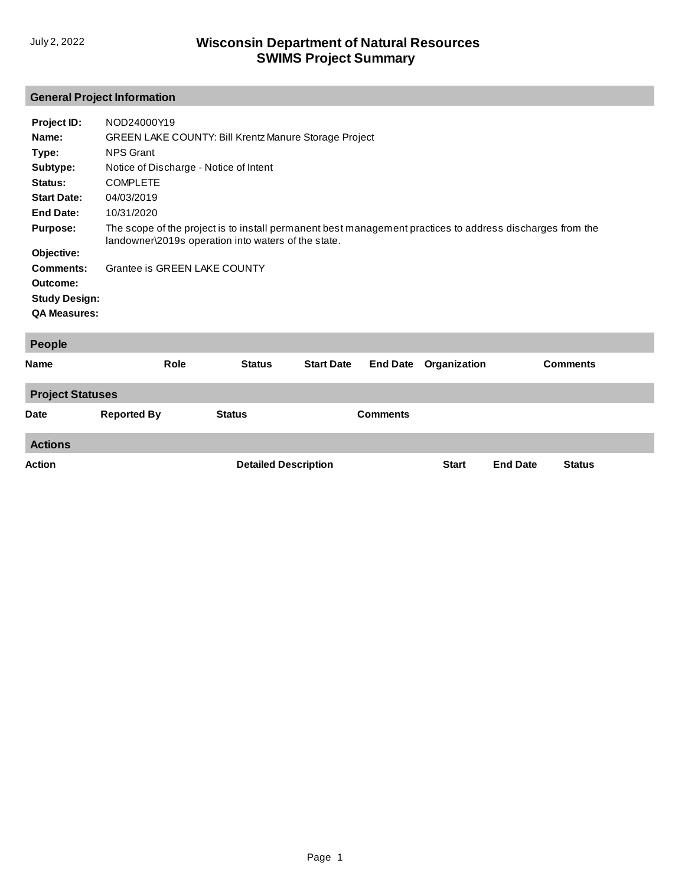July 2, 2022

# Wisconsin Department of Natural Resources
# SWIMS Project Summary

## General Project Information

**Project ID:** NOD24000Y19

**Name:** GREEN LAKE COUNTY: Bill Krentz Manure Storage Project

**Type:** NPS Grant

**Subtype:** Notice of Discharge - Notice of Intent

**Status:** COMPLETE

**Start Date:** 04/03/2019

**End Date:** 10/31/2020

**Purpose:** The scope of the project is to install permanent best management practices to address discharges from the landowner\2019s operation into waters of the state.

**Objective:**

**Comments:** Grantee is GREEN LAKE COUNTY

**Outcome:**

**Study Design:**

**QA Measures:**

## People

| Name | Role | Status | Start Date | End Date | Organization | Comments |
|---|---|---|---|---|---|---|

## Project Statuses

| Date | Reported By | Status | Comments |
|---|---|---|---|

## Actions

| Action | Detailed Description | Start | End Date | Status |
|---|---|---|---|---|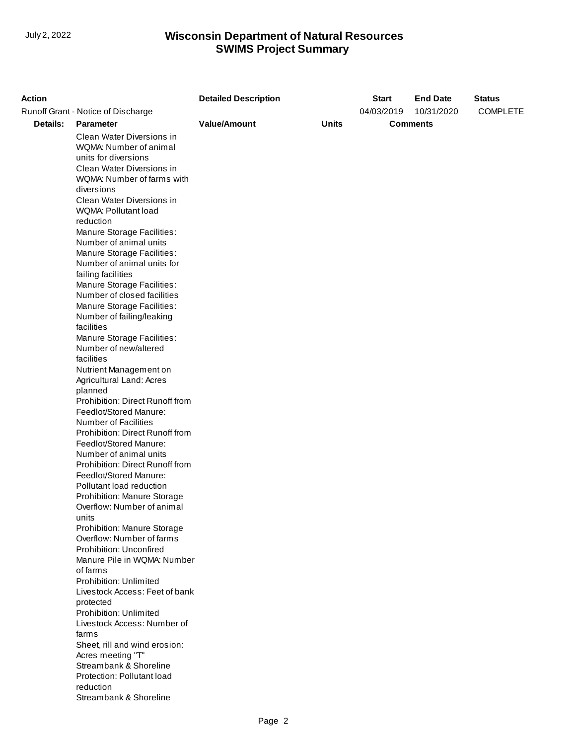# Wisconsin Department of Natural Resources
## SWIMS Project Summary

| Action | | Detailed Description | | Start | End Date | Status |
|---|---|---|---|---|---|---|
| Runoff Grant - Notice of Discharge | | | | 04/03/2019 | 10/31/2020 | COMPLETE |
| **Details:** | **Parameter** | **Value/Amount** | **Units** | **Comments** | | |
| | Clean Water Diversions in WQMA: Number of animal units for diversions | | | | | |
| | Clean Water Diversions in WQMA: Number of farms with diversions | | | | | |
| | Clean Water Diversions in WQMA: Pollutant load reduction | | | | | |
| | Manure Storage Facilities: Number of animal units | | | | | |
| | Manure Storage Facilities: Number of animal units for failing facilities | | | | | |
| | Manure Storage Facilities: Number of closed facilities | | | | | |
| | Manure Storage Facilities: Number of failing/leaking facilities | | | | | |
| | Manure Storage Facilities: Number of new/altered facilities | | | | | |
| | Nutrient Management on Agricultural Land: Acres planned | | | | | |
| | Prohibition: Direct Runoff from Feedlot/Stored Manure: Number of Facilities | | | | | |
| | Prohibition: Direct Runoff from Feedlot/Stored Manure: Number of animal units | | | | | |
| | Prohibition: Direct Runoff from Feedlot/Stored Manure: Pollutant load reduction | | | | | |
| | Prohibition: Manure Storage Overflow: Number of animal units | | | | | |
| | Prohibition: Manure Storage Overflow: Number of farms | | | | | |
| | Prohibition: Unconfired Manure Pile in WQMA: Number of farms | | | | | |
| | Prohibition: Unlimited Livestock Access: Feet of bank protected | | | | | |
| | Prohibition: Unlimited Livestock Access: Number of farms | | | | | |
| | Sheet, rill and wind erosion: Acres meeting "T" | | | | | |
| | Streambank & Shoreline Protection: Pollutant load reduction | | | | | |
| | Streambank & Shoreline | | | | | |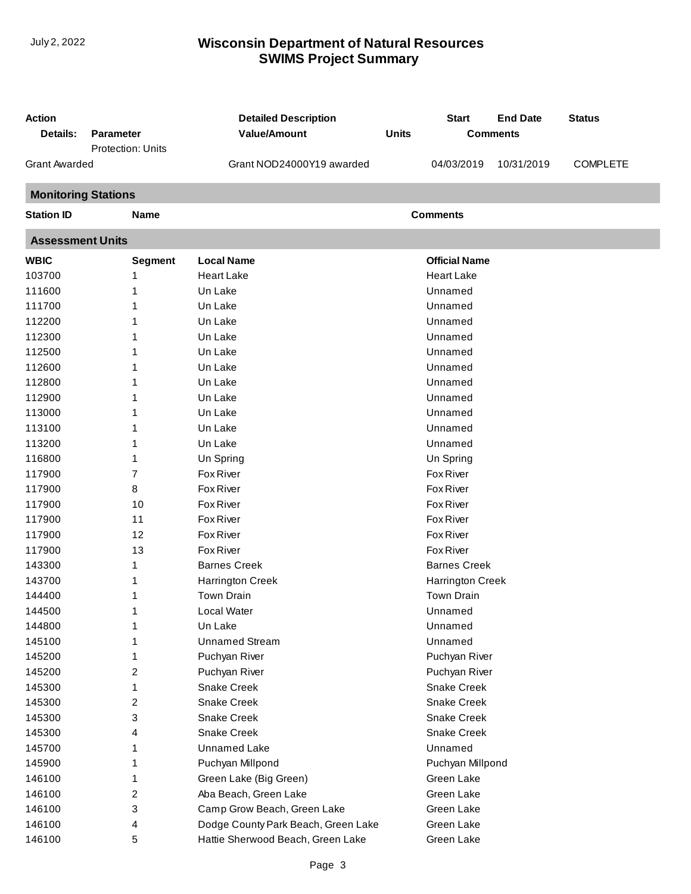| Action | | Detailed Description | | Start | End Date | Status |
|---|---|---|---|---|---|---|
| Details: | Parameter | Value/Amount | Units | Comments | | |
| | Protection: Units | | | | | |
| Grant Awarded | | Grant NOD24000Y19 awarded | | 04/03/2019 | 10/31/2019 | COMPLETE |

## Monitoring Stations

| Station ID | Name | Comments |
|---|---|---|

## Assessment Units

| WBIC | Segment | Local Name | Official Name |
|---|---|---|---|
| 103700 | 1 | Heart Lake | Heart Lake |
| 111600 | 1 | Un Lake | Unnamed |
| 111700 | 1 | Un Lake | Unnamed |
| 112200 | 1 | Un Lake | Unnamed |
| 112300 | 1 | Un Lake | Unnamed |
| 112500 | 1 | Un Lake | Unnamed |
| 112600 | 1 | Un Lake | Unnamed |
| 112800 | 1 | Un Lake | Unnamed |
| 112900 | 1 | Un Lake | Unnamed |
| 113000 | 1 | Un Lake | Unnamed |
| 113100 | 1 | Un Lake | Unnamed |
| 113200 | 1 | Un Lake | Unnamed |
| 116800 | 1 | Un Spring | Un Spring |
| 117900 | 7 | Fox River | Fox River |
| 117900 | 8 | Fox River | Fox River |
| 117900 | 10 | Fox River | Fox River |
| 117900 | 11 | Fox River | Fox River |
| 117900 | 12 | Fox River | Fox River |
| 117900 | 13 | Fox River | Fox River |
| 143300 | 1 | Barnes Creek | Barnes Creek |
| 143700 | 1 | Harrington Creek | Harrington Creek |
| 144400 | 1 | Town Drain | Town Drain |
| 144500 | 1 | Local Water | Unnamed |
| 144800 | 1 | Un Lake | Unnamed |
| 145100 | 1 | Unnamed Stream | Unnamed |
| 145200 | 1 | Puchyan River | Puchyan River |
| 145200 | 2 | Puchyan River | Puchyan River |
| 145300 | 1 | Snake Creek | Snake Creek |
| 145300 | 2 | Snake Creek | Snake Creek |
| 145300 | 3 | Snake Creek | Snake Creek |
| 145300 | 4 | Snake Creek | Snake Creek |
| 145700 | 1 | Unnamed Lake | Unnamed |
| 145900 | 1 | Puchyan Millpond | Puchyan Millpond |
| 146100 | 1 | Green Lake (Big Green) | Green Lake |
| 146100 | 2 | Aba Beach, Green Lake | Green Lake |
| 146100 | 3 | Camp Grow Beach, Green Lake | Green Lake |
| 146100 | 4 | Dodge County Park Beach, Green Lake | Green Lake |
| 146100 | 5 | Hattie Sherwood Beach, Green Lake | Green Lake |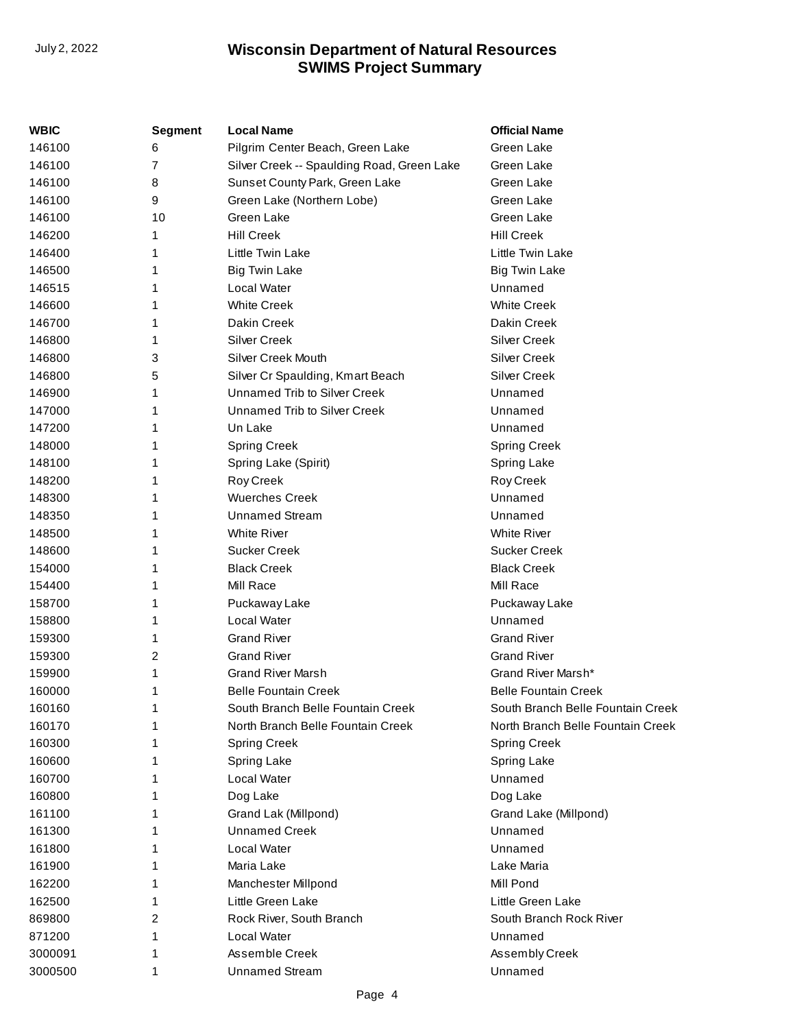| WBIC | Segment | Local Name | Official Name |
|---|---|---|---|
| 146100 | 6 | Pilgrim Center Beach, Green Lake | Green Lake |
| 146100 | 7 | Silver Creek -- Spaulding Road, Green Lake | Green Lake |
| 146100 | 8 | Sunset County Park, Green Lake | Green Lake |
| 146100 | 9 | Green Lake (Northern Lobe) | Green Lake |
| 146100 | 10 | Green Lake | Green Lake |
| 146200 | 1 | Hill Creek | Hill Creek |
| 146400 | 1 | Little Twin Lake | Little Twin Lake |
| 146500 | 1 | Big Twin Lake | Big Twin Lake |
| 146515 | 1 | Local Water | Unnamed |
| 146600 | 1 | White Creek | White Creek |
| 146700 | 1 | Dakin Creek | Dakin Creek |
| 146800 | 1 | Silver Creek | Silver Creek |
| 146800 | 3 | Silver Creek Mouth | Silver Creek |
| 146800 | 5 | Silver Cr Spaulding, Kmart Beach | Silver Creek |
| 146900 | 1 | Unnamed Trib to Silver Creek | Unnamed |
| 147000 | 1 | Unnamed Trib to Silver Creek | Unnamed |
| 147200 | 1 | Un Lake | Unnamed |
| 148000 | 1 | Spring Creek | Spring Creek |
| 148100 | 1 | Spring Lake (Spirit) | Spring Lake |
| 148200 | 1 | Roy Creek | Roy Creek |
| 148300 | 1 | Wuerches Creek | Unnamed |
| 148350 | 1 | Unnamed Stream | Unnamed |
| 148500 | 1 | White River | White River |
| 148600 | 1 | Sucker Creek | Sucker Creek |
| 154000 | 1 | Black Creek | Black Creek |
| 154400 | 1 | Mill Race | Mill Race |
| 158700 | 1 | Puckaway Lake | Puckaway Lake |
| 158800 | 1 | Local Water | Unnamed |
| 159300 | 1 | Grand River | Grand River |
| 159300 | 2 | Grand River | Grand River |
| 159900 | 1 | Grand River Marsh | Grand River Marsh* |
| 160000 | 1 | Belle Fountain Creek | Belle Fountain Creek |
| 160160 | 1 | South Branch Belle Fountain Creek | South Branch Belle Fountain Creek |
| 160170 | 1 | North Branch Belle Fountain Creek | North Branch Belle Fountain Creek |
| 160300 | 1 | Spring Creek | Spring Creek |
| 160600 | 1 | Spring Lake | Spring Lake |
| 160700 | 1 | Local Water | Unnamed |
| 160800 | 1 | Dog Lake | Dog Lake |
| 161100 | 1 | Grand Lak (Millpond) | Grand Lake (Millpond) |
| 161300 | 1 | Unnamed Creek | Unnamed |
| 161800 | 1 | Local Water | Unnamed |
| 161900 | 1 | Maria Lake | Lake Maria |
| 162200 | 1 | Manchester Millpond | Mill Pond |
| 162500 | 1 | Little Green Lake | Little Green Lake |
| 869800 | 2 | Rock River, South Branch | South Branch Rock River |
| 871200 | 1 | Local Water | Unnamed |
| 3000091 | 1 | Assemble Creek | Assembly Creek |
| 3000500 | 1 | Unnamed Stream | Unnamed |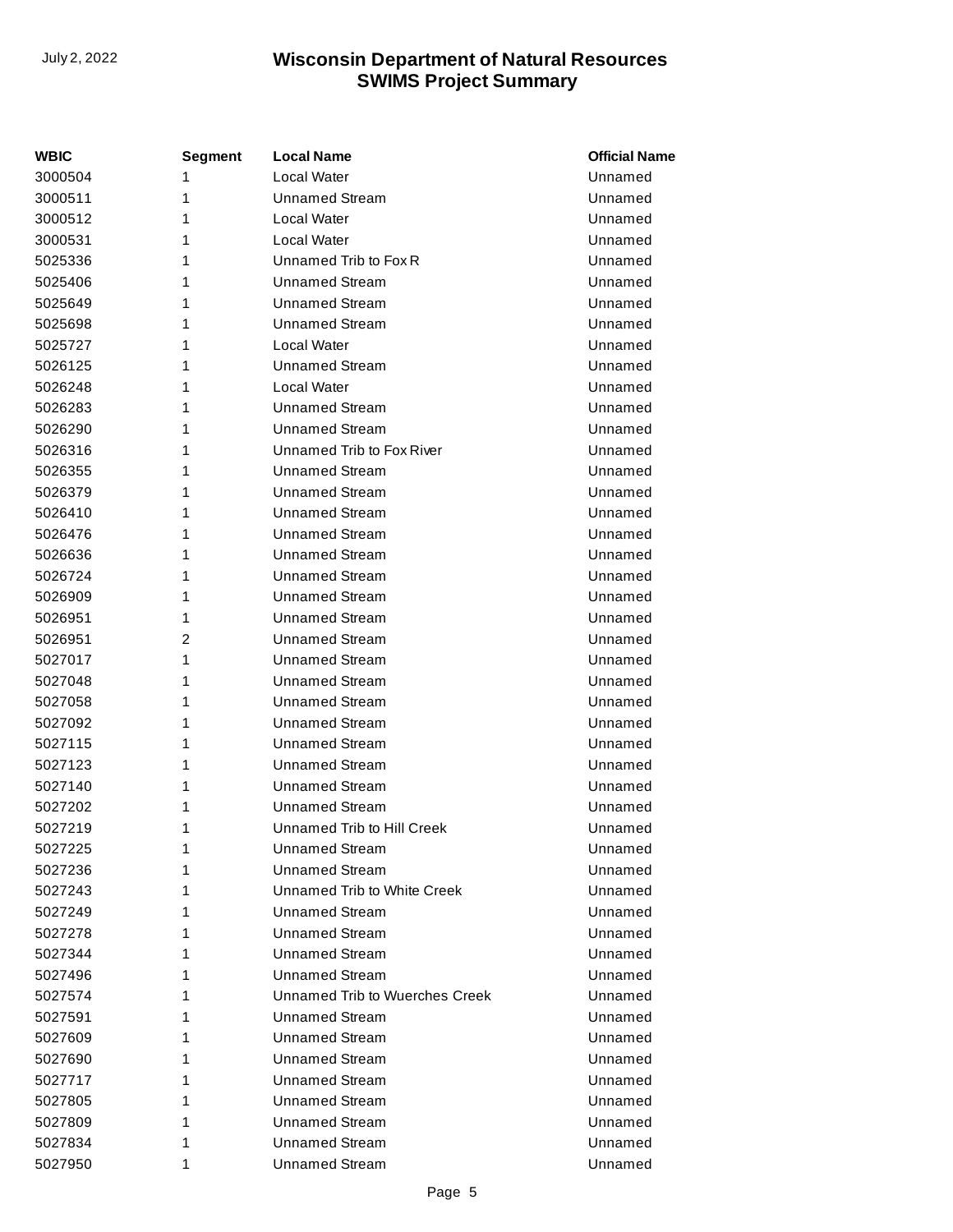| WBIC | Segment | Local Name | Official Name |
|---|---|---|---|
| 3000504 | 1 | Local Water | Unnamed |
| 3000511 | 1 | Unnamed Stream | Unnamed |
| 3000512 | 1 | Local Water | Unnamed |
| 3000531 | 1 | Local Water | Unnamed |
| 5025336 | 1 | Unnamed Trib to Fox R | Unnamed |
| 5025406 | 1 | Unnamed Stream | Unnamed |
| 5025649 | 1 | Unnamed Stream | Unnamed |
| 5025698 | 1 | Unnamed Stream | Unnamed |
| 5025727 | 1 | Local Water | Unnamed |
| 5026125 | 1 | Unnamed Stream | Unnamed |
| 5026248 | 1 | Local Water | Unnamed |
| 5026283 | 1 | Unnamed Stream | Unnamed |
| 5026290 | 1 | Unnamed Stream | Unnamed |
| 5026316 | 1 | Unnamed Trib to Fox River | Unnamed |
| 5026355 | 1 | Unnamed Stream | Unnamed |
| 5026379 | 1 | Unnamed Stream | Unnamed |
| 5026410 | 1 | Unnamed Stream | Unnamed |
| 5026476 | 1 | Unnamed Stream | Unnamed |
| 5026636 | 1 | Unnamed Stream | Unnamed |
| 5026724 | 1 | Unnamed Stream | Unnamed |
| 5026909 | 1 | Unnamed Stream | Unnamed |
| 5026951 | 1 | Unnamed Stream | Unnamed |
| 5026951 | 2 | Unnamed Stream | Unnamed |
| 5027017 | 1 | Unnamed Stream | Unnamed |
| 5027048 | 1 | Unnamed Stream | Unnamed |
| 5027058 | 1 | Unnamed Stream | Unnamed |
| 5027092 | 1 | Unnamed Stream | Unnamed |
| 5027115 | 1 | Unnamed Stream | Unnamed |
| 5027123 | 1 | Unnamed Stream | Unnamed |
| 5027140 | 1 | Unnamed Stream | Unnamed |
| 5027202 | 1 | Unnamed Stream | Unnamed |
| 5027219 | 1 | Unnamed Trib to Hill Creek | Unnamed |
| 5027225 | 1 | Unnamed Stream | Unnamed |
| 5027236 | 1 | Unnamed Stream | Unnamed |
| 5027243 | 1 | Unnamed Trib to White Creek | Unnamed |
| 5027249 | 1 | Unnamed Stream | Unnamed |
| 5027278 | 1 | Unnamed Stream | Unnamed |
| 5027344 | 1 | Unnamed Stream | Unnamed |
| 5027496 | 1 | Unnamed Stream | Unnamed |
| 5027574 | 1 | Unnamed Trib to Wuerches Creek | Unnamed |
| 5027591 | 1 | Unnamed Stream | Unnamed |
| 5027609 | 1 | Unnamed Stream | Unnamed |
| 5027690 | 1 | Unnamed Stream | Unnamed |
| 5027717 | 1 | Unnamed Stream | Unnamed |
| 5027805 | 1 | Unnamed Stream | Unnamed |
| 5027809 | 1 | Unnamed Stream | Unnamed |
| 5027834 | 1 | Unnamed Stream | Unnamed |
| 5027950 | 1 | Unnamed Stream | Unnamed |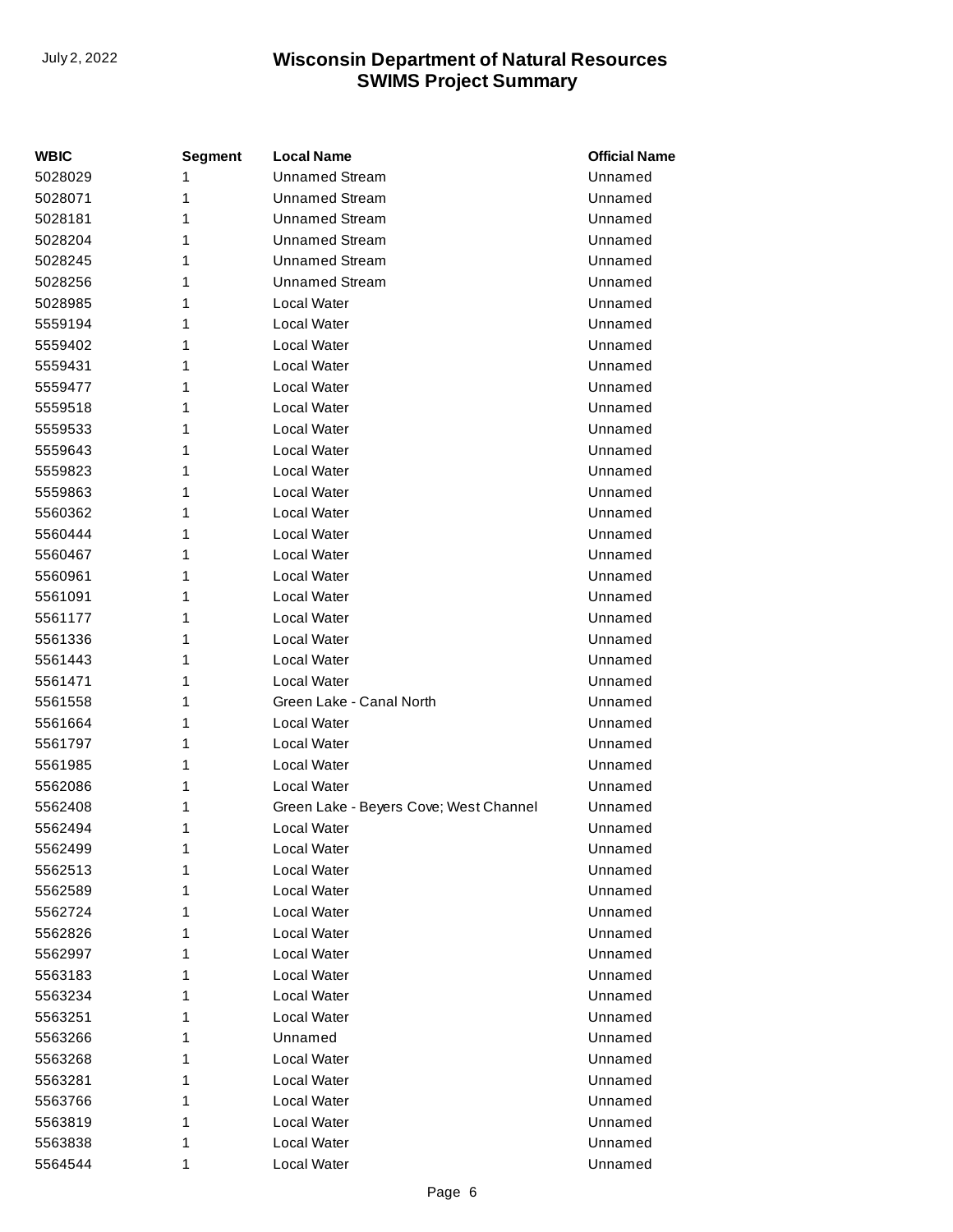| WBIC | Segment | Local Name | Official Name |
|---|---|---|---|
| 5028029 | 1 | Unnamed Stream | Unnamed |
| 5028071 | 1 | Unnamed Stream | Unnamed |
| 5028181 | 1 | Unnamed Stream | Unnamed |
| 5028204 | 1 | Unnamed Stream | Unnamed |
| 5028245 | 1 | Unnamed Stream | Unnamed |
| 5028256 | 1 | Unnamed Stream | Unnamed |
| 5028985 | 1 | Local Water | Unnamed |
| 5559194 | 1 | Local Water | Unnamed |
| 5559402 | 1 | Local Water | Unnamed |
| 5559431 | 1 | Local Water | Unnamed |
| 5559477 | 1 | Local Water | Unnamed |
| 5559518 | 1 | Local Water | Unnamed |
| 5559533 | 1 | Local Water | Unnamed |
| 5559643 | 1 | Local Water | Unnamed |
| 5559823 | 1 | Local Water | Unnamed |
| 5559863 | 1 | Local Water | Unnamed |
| 5560362 | 1 | Local Water | Unnamed |
| 5560444 | 1 | Local Water | Unnamed |
| 5560467 | 1 | Local Water | Unnamed |
| 5560961 | 1 | Local Water | Unnamed |
| 5561091 | 1 | Local Water | Unnamed |
| 5561177 | 1 | Local Water | Unnamed |
| 5561336 | 1 | Local Water | Unnamed |
| 5561443 | 1 | Local Water | Unnamed |
| 5561471 | 1 | Local Water | Unnamed |
| 5561558 | 1 | Green Lake - Canal North | Unnamed |
| 5561664 | 1 | Local Water | Unnamed |
| 5561797 | 1 | Local Water | Unnamed |
| 5561985 | 1 | Local Water | Unnamed |
| 5562086 | 1 | Local Water | Unnamed |
| 5562408 | 1 | Green Lake - Beyers Cove; West Channel | Unnamed |
| 5562494 | 1 | Local Water | Unnamed |
| 5562499 | 1 | Local Water | Unnamed |
| 5562513 | 1 | Local Water | Unnamed |
| 5562589 | 1 | Local Water | Unnamed |
| 5562724 | 1 | Local Water | Unnamed |
| 5562826 | 1 | Local Water | Unnamed |
| 5562997 | 1 | Local Water | Unnamed |
| 5563183 | 1 | Local Water | Unnamed |
| 5563234 | 1 | Local Water | Unnamed |
| 5563251 | 1 | Local Water | Unnamed |
| 5563266 | 1 | Unnamed | Unnamed |
| 5563268 | 1 | Local Water | Unnamed |
| 5563281 | 1 | Local Water | Unnamed |
| 5563766 | 1 | Local Water | Unnamed |
| 5563819 | 1 | Local Water | Unnamed |
| 5563838 | 1 | Local Water | Unnamed |
| 5564544 | 1 | Local Water | Unnamed |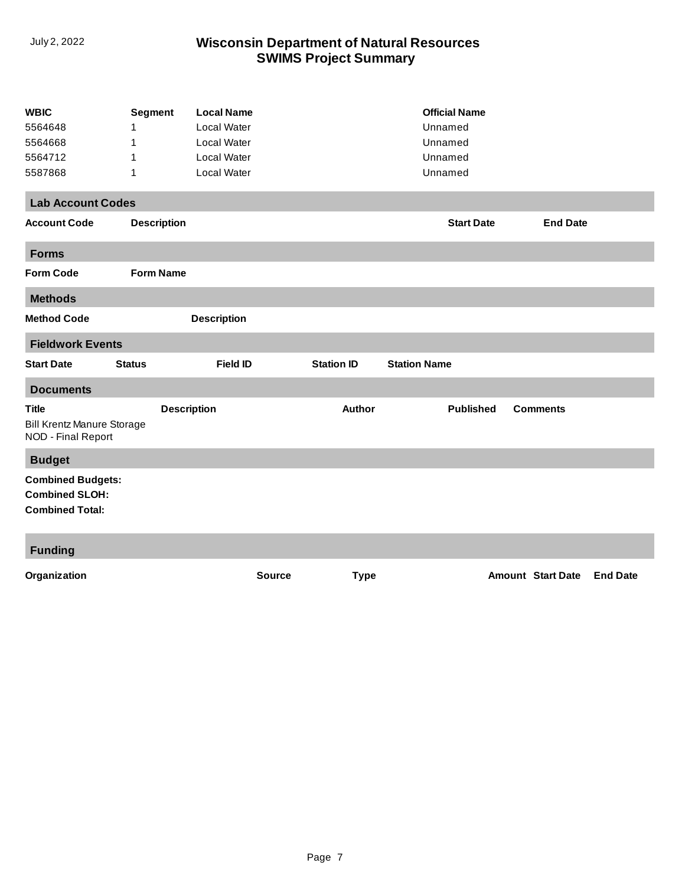| WBIC | Segment | Local Name | Official Name |
|---|---|---|---|
| 5564648 | 1 | Local Water | Unnamed |
| 5564668 | 1 | Local Water | Unnamed |
| 5564712 | 1 | Local Water | Unnamed |
| 5587868 | 1 | Local Water | Unnamed |

## Lab Account Codes

| Account Code | Description | Start Date | End Date |
|---|---|---|---|

## Forms

| Form Code | Form Name |
|---|---|

## Methods

| Method Code | Description |
|---|---|

## Fieldwork Events

| Start Date | Status | Field ID | Station ID | Station Name |
|---|---|---|---|---|

## Documents

| Title | Description | Author | Published | Comments |
|---|---|---|---|---|
| Bill Krentz Manure Storage NOD - Final Report | | | | |

## Budget

**Combined Budgets:**

**Combined SLOH:**

**Combined Total:**

## Funding

| Organization | Source | Type | Amount | Start Date | End Date |
|---|---|---|---|---|---|